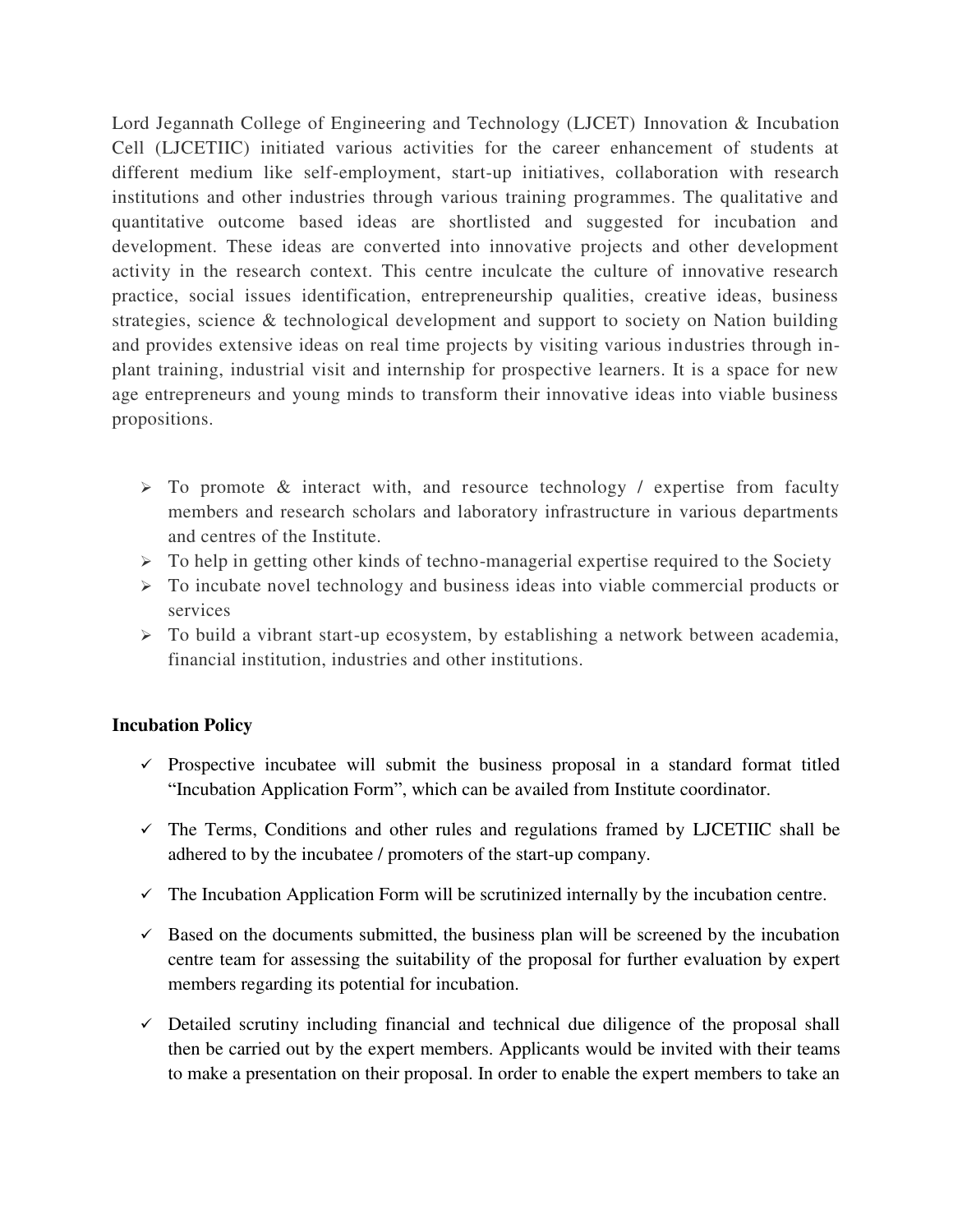Lord Jegannath College of Engineering and Technology (LJCET) Innovation & Incubation Cell (LJCETIIC) initiated various activities for the career enhancement of students at different medium like self-employment, start-up initiatives, collaboration with research institutions and other industries through various training programmes. The qualitative and quantitative outcome based ideas are shortlisted and suggested for incubation and development. These ideas are converted into innovative projects and other development activity in the research context. This centre inculcate the culture of innovative research practice, social issues identification, entrepreneurship qualities, creative ideas, business strategies, science & technological development and support to society on Nation building and provides extensive ideas on real time projects by visiting various industries through in-plant training, industrial visit and internship for prospective learners. It is a space for new age entrepreneurs and young minds to transform their innovative ideas into viable business propositions.

- To promote & interact with, and resource technology / expertise from faculty members and research scholars and laboratory infrastructure in various departments and centres of the Institute.
- To help in getting other kinds of techno-managerial expertise required to the Society
- To incubate novel technology and business ideas into viable commercial products or services
- To build a vibrant start-up ecosystem, by establishing a network between academia, financial institution, industries and other institutions.

**Incubation Policy**

- ✓ Prospective incubatee will submit the business proposal in a standard format titled "Incubation Application Form", which can be availed from Institute coordinator.
- ✓ The Terms, Conditions and other rules and regulations framed by LJCETIIC shall be adhered to by the incubatee / promoters of the start-up company.
- ✓ The Incubation Application Form will be scrutinized internally by the incubation centre.
- ✓ Based on the documents submitted, the business plan will be screened by the incubation centre team for assessing the suitability of the proposal for further evaluation by expert members regarding its potential for incubation.
- ✓ Detailed scrutiny including financial and technical due diligence of the proposal shall then be carried out by the expert members. Applicants would be invited with their teams to make a presentation on their proposal. In order to enable the expert members to take an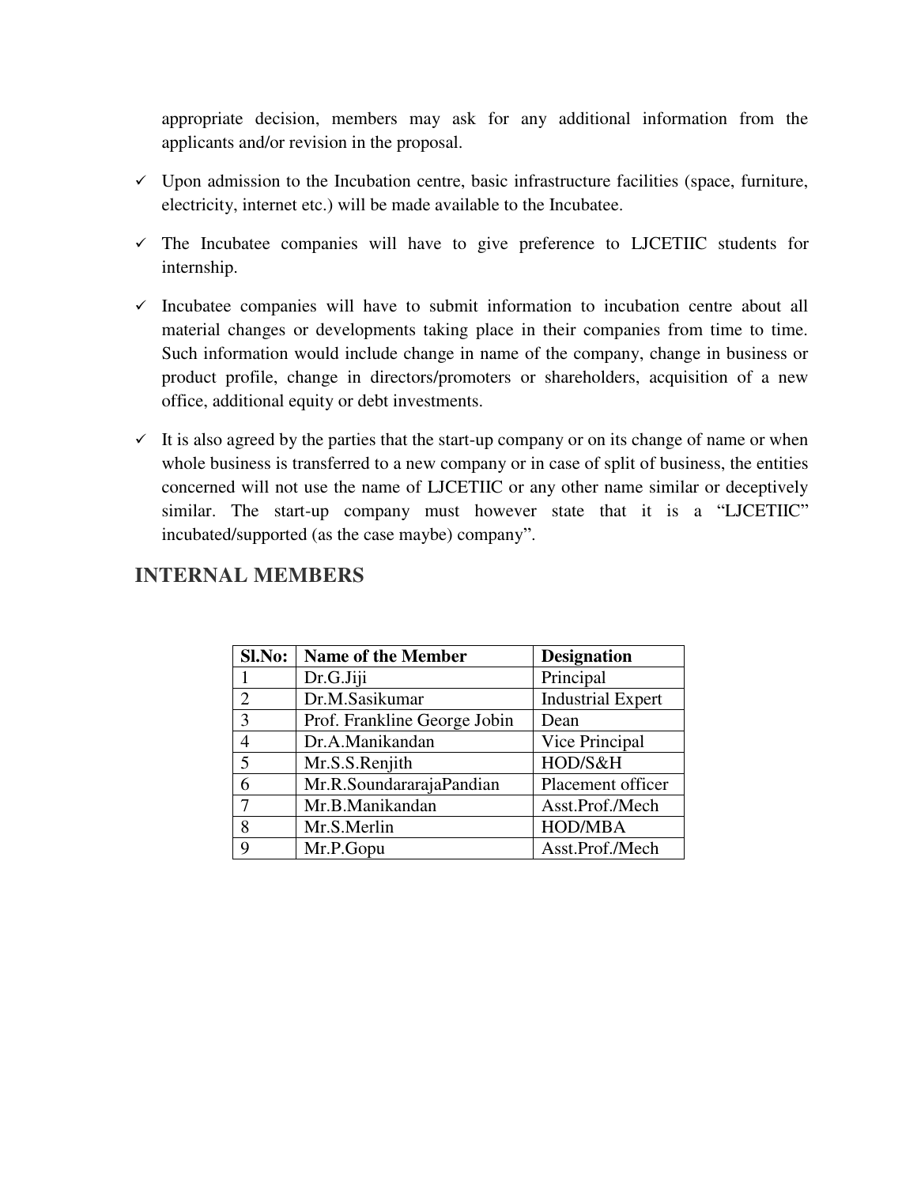appropriate decision, members may ask for any additional information from the applicants and/or revision in the proposal.

- ✓ Upon admission to the Incubation centre, basic infrastructure facilities (space, furniture, electricity, internet etc.) will be made available to the Incubatee.
- ✓ The Incubatee companies will have to give preference to LJCETIIC students for internship.
- ✓ Incubatee companies will have to submit information to incubation centre about all material changes or developments taking place in their companies from time to time. Such information would include change in name of the company, change in business or product profile, change in directors/promoters or shareholders, acquisition of a new office, additional equity or debt investments.
- ✓ It is also agreed by the parties that the start-up company or on its change of name or when whole business is transferred to a new company or in case of split of business, the entities concerned will not use the name of LJCETIIC or any other name similar or deceptively similar. The start-up company must however state that it is a "LJCETIIC" incubated/supported (as the case maybe) company".

## INTERNAL MEMBERS

| Sl.No: | Name of the Member | Designation |
|---|---|---|
| 1 | Dr.G.Jiji | Principal |
| 2 | Dr.M.Sasikumar | Industrial Expert |
| 3 | Prof. Frankline George Jobin | Dean |
| 4 | Dr.A.Manikandan | Vice Principal |
| 5 | Mr.S.S.Renjith | HOD/S&H |
| 6 | Mr.R.SoundararajaPandian | Placement officer |
| 7 | Mr.B.Manikandan | Asst.Prof./Mech |
| 8 | Mr.S.Merlin | HOD/MBA |
| 9 | Mr.P.Gopu | Asst.Prof./Mech |